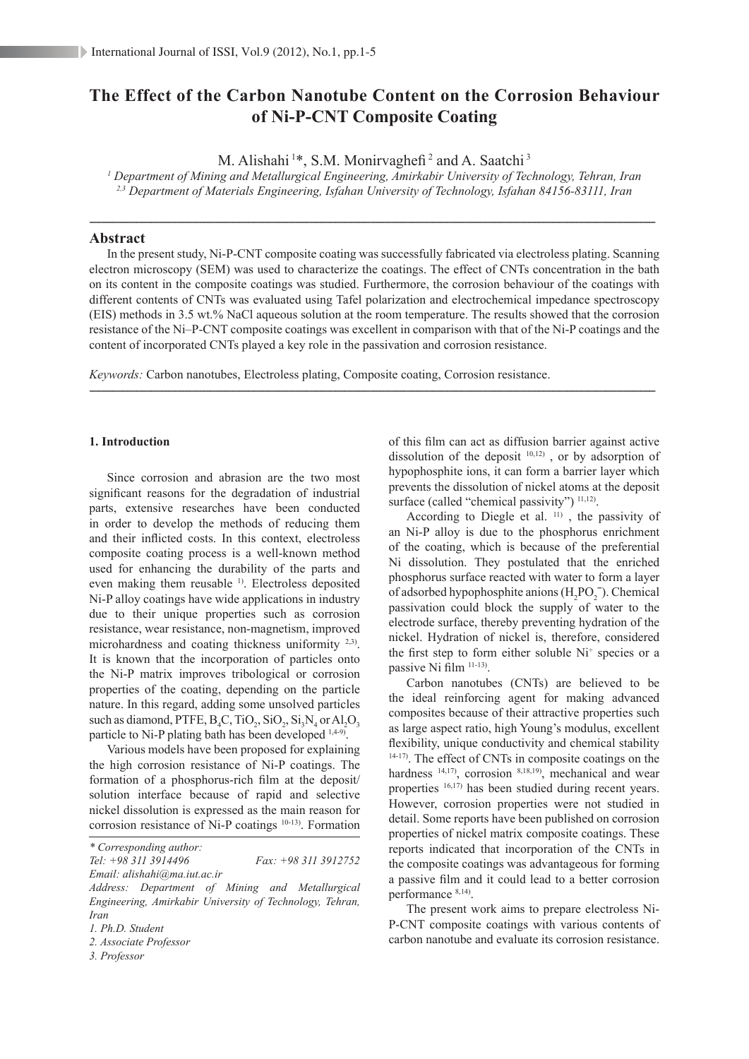# The Effect of the Carbon Nanotube Content on the Corrosion Behaviour of Ni-P-CNT Composite Coating

M. Alishahi [1]*, S.M. Monirvaghefi [2] and A. Saatchi [3]

[1] *Department of Mining and Metallurgical Engineering, Amirkabir University of Technology, Tehran, Iran*
[2,3] *Department of Materials Engineering, Isfahan University of Technology, Isfahan 84156-83111, Iran*

## Abstract

In the present study, Ni-P-CNT composite coating was successfully fabricated via electroless plating. Scanning electron microscopy (SEM) was used to characterize the coatings. The effect of CNTs concentration in the bath on its content in the composite coatings was studied. Furthermore, the corrosion behaviour of the coatings with different contents of CNTs was evaluated using Tafel polarization and electrochemical impedance spectroscopy (EIS) methods in 3.5 wt.% NaCl aqueous solution at the room temperature. The results showed that the corrosion resistance of the Ni–P-CNT composite coatings was excellent in comparison with that of the Ni-P coatings and the content of incorporated CNTs played a key role in the passivation and corrosion resistance.

*Keywords:* Carbon nanotubes, Electroless plating, Composite coating, Corrosion resistance.

### 1. Introduction

Since corrosion and abrasion are the two most significant reasons for the degradation of industrial parts, extensive researches have been conducted in order to develop the methods of reducing them and their inflicted costs. In this context, electroless composite coating process is a well-known method used for enhancing the durability of the parts and even making them reusable [1]. Electroless deposited Ni-P alloy coatings have wide applications in industry due to their unique properties such as corrosion resistance, wear resistance, non-magnetism, improved microhardness and coating thickness uniformity [2,3]. It is known that the incorporation of particles onto the Ni-P matrix improves tribological or corrosion properties of the coating, depending on the particle nature. In this regard, adding some unsolved particles such as diamond, PTFE, $B_4C$, $TiO_2$, $SiO_2$, $Si_3N_4$ or $Al_2O_3$ particle to Ni-P plating bath has been developed [1,4-9].

Various models have been proposed for explaining the high corrosion resistance of Ni-P coatings. The formation of a phosphorus-rich film at the deposit/solution interface because of rapid and selective nickel dissolution is expressed as the main reason for corrosion resistance of Ni-P coatings [10-13]. Formation of this film can act as diffusion barrier against active dissolution of the deposit [10,12), or by adsorption of hypophosphite ions, it can form a barrier layer which prevents the dissolution of nickel atoms at the deposit surface (called "chemical passivity") [11,12].

According to Diegle et al. [11], the passivity of an Ni-P alloy is due to the phosphorus enrichment of the coating, which is because of the preferential Ni dissolution. They postulated that the enriched phosphorus surface reacted with water to form a layer of adsorbed hypophosphite anions ($H_2PO_2^-$). Chemical passivation could block the supply of water to the electrode surface, thereby preventing hydration of the nickel. Hydration of nickel is, therefore, considered the first step to form either soluble $Ni^+$ species or a passive Ni film [11-13].

Carbon nanotubes (CNTs) are believed to be the ideal reinforcing agent for making advanced composites because of their attractive properties such as large aspect ratio, high Young's modulus, excellent flexibility, unique conductivity and chemical stability [14-17]. The effect of CNTs in composite coatings on the hardness [14,17], corrosion [8,18,19], mechanical and wear properties [16,17] has been studied during recent years. However, corrosion properties were not studied in detail. Some reports have been published on corrosion properties of nickel matrix composite coatings. These reports indicated that incorporation of the CNTs in the composite coatings was advantageous for forming a passive film and it could lead to a better corrosion performance [8,14].

The present work aims to prepare electroless Ni-P-CNT composite coatings with various contents of carbon nanotube and evaluate its corrosion resistance.

---

\* *Corresponding author:*
*Tel: +98 311 3914496* *Fax: +98 311 3912752*
*Email: alishahi@ma.iut.ac.ir*
*Address: Department of Mining and Metallurgical Engineering, Amirkabir University of Technology, Tehran, Iran*
*1. Ph.D. Student*
*2. Associate Professor*
*3. Professor*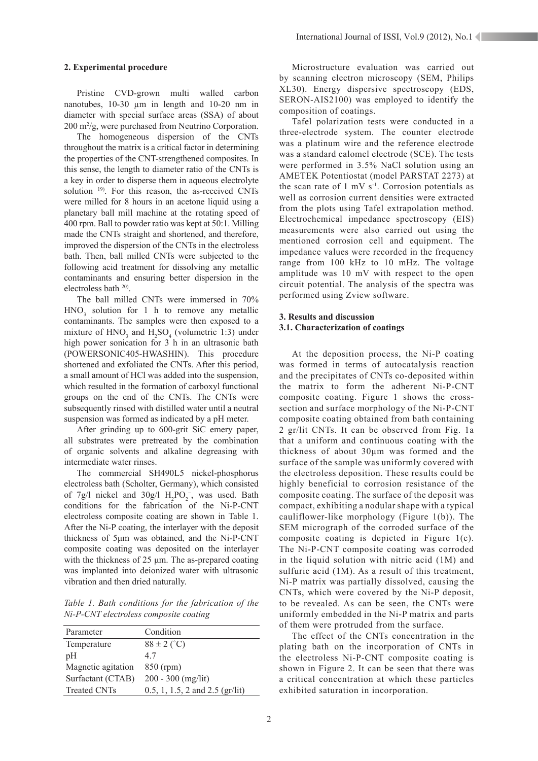## 2. Experimental procedure

Pristine CVD-grown multi walled carbon nanotubes, 10-30 μm in length and 10-20 nm in diameter with special surface areas (SSA) of about 200 $m^2$/g, were purchased from Neutrino Corporation.

The homogeneous dispersion of the CNTs throughout the matrix is a critical factor in determining the properties of the CNT-strengthened composites. In this sense, the length to diameter ratio of the CNTs is a key in order to disperse them in aqueous electrolyte solution [19]. For this reason, the as-received CNTs were milled for 8 hours in an acetone liquid using a planetary ball mill machine at the rotating speed of 400 rpm. Ball to powder ratio was kept at 50:1. Milling made the CNTs straight and shortened, and therefore, improved the dispersion of the CNTs in the electroless bath. Then, ball milled CNTs were subjected to the following acid treatment for dissolving any metallic contaminants and ensuring better dispersion in the electroless bath [20].

The ball milled CNTs were immersed in 70% $HNO_3$ solution for 1 h to remove any metallic contaminants. The samples were then exposed to a mixture of $HNO_3$ and $H_2SO_4$ (volumetric 1:3) under high power sonication for 3 h in an ultrasonic bath (POWERSONIC405-HWASHIN). This procedure shortened and exfoliated the CNTs. After this period, a small amount of HCl was added into the suspension, which resulted in the formation of carboxyl functional groups on the end of the CNTs. The CNTs were subsequently rinsed with distilled water until a neutral suspension was formed as indicated by a pH meter.

After grinding up to 600-grit SiC emery paper, all substrates were pretreated by the combination of organic solvents and alkaline degreasing with intermediate water rinses.

The commercial SH490L5 nickel-phosphorus electroless bath (Scholter, Germany), which consisted of 7g/l nickel and 30g/l $H_2PO_2^-$, was used. Bath conditions for the fabrication of the Ni-P-CNT electroless composite coating are shown in Table 1. After the Ni-P coating, the interlayer with the deposit thickness of 5μm was obtained, and the Ni-P-CNT composite coating was deposited on the interlayer with the thickness of 25 μm. The as-prepared coating was implanted into deionized water with ultrasonic vibration and then dried naturally.

*Table 1. Bath conditions for the fabrication of the Ni-P-CNT electroless composite coating*

| Parameter | Condition |
| --- | --- |
| Temperature | 88 ± 2 (˚C) |
| pH | 4.7 |
| Magnetic agitation | 850 (rpm) |
| Surfactant (CTAB) | 200 - 300 (mg/lit) |
| Treated CNTs | 0.5, 1, 1.5, 2 and 2.5 (gr/lit) |

Microstructure evaluation was carried out by scanning electron microscopy (SEM, Philips XL30). Energy dispersive spectroscopy (EDS, SERON-AIS2100) was employed to identify the composition of coatings.

Tafel polarization tests were conducted in a three-electrode system. The counter electrode was a platinum wire and the reference electrode was a standard calomel electrode (SCE). The tests were performed in 3.5% NaCl solution using an AMETEK Potentiostat (model PARSTAT 2273) at the scan rate of 1 mV $s^{-1}$. Corrosion potentials as well as corrosion current densities were extracted from the plots using Tafel extrapolation method. Electrochemical impedance spectroscopy (EIS) measurements were also carried out using the mentioned corrosion cell and equipment. The impedance values were recorded in the frequency range from 100 kHz to 10 mHz. The voltage amplitude was 10 mV with respect to the open circuit potential. The analysis of the spectra was performed using Zview software.

## 3. Results and discussion

### 3.1. Characterization of coatings

At the deposition process, the Ni-P coating was formed in terms of autocatalysis reaction and the precipitates of CNTs co-deposited within the matrix to form the adherent Ni-P-CNT composite coating. Figure 1 shows the cross-section and surface morphology of the Ni-P-CNT composite coating obtained from bath containing 2 gr/lit CNTs. It can be observed from Fig. 1a that a uniform and continuous coating with the thickness of about 30μm was formed and the surface of the sample was uniformly covered with the electroless deposition. These results could be highly beneficial to corrosion resistance of the composite coating. The surface of the deposit was compact, exhibiting a nodular shape with a typical cauliflower-like morphology (Figure 1(b)). The SEM micrograph of the corroded surface of the composite coating is depicted in Figure 1(c). The Ni-P-CNT composite coating was corroded in the liquid solution with nitric acid (1M) and sulfuric acid (1M). As a result of this treatment, Ni-P matrix was partially dissolved, causing the CNTs, which were covered by the Ni-P deposit, to be revealed. As can be seen, the CNTs were uniformly embedded in the Ni-P matrix and parts of them were protruded from the surface.

The effect of the CNTs concentration in the plating bath on the incorporation of CNTs in the electroless Ni-P-CNT composite coating is shown in Figure 2. It can be seen that there was a critical concentration at which these particles exhibited saturation in incorporation.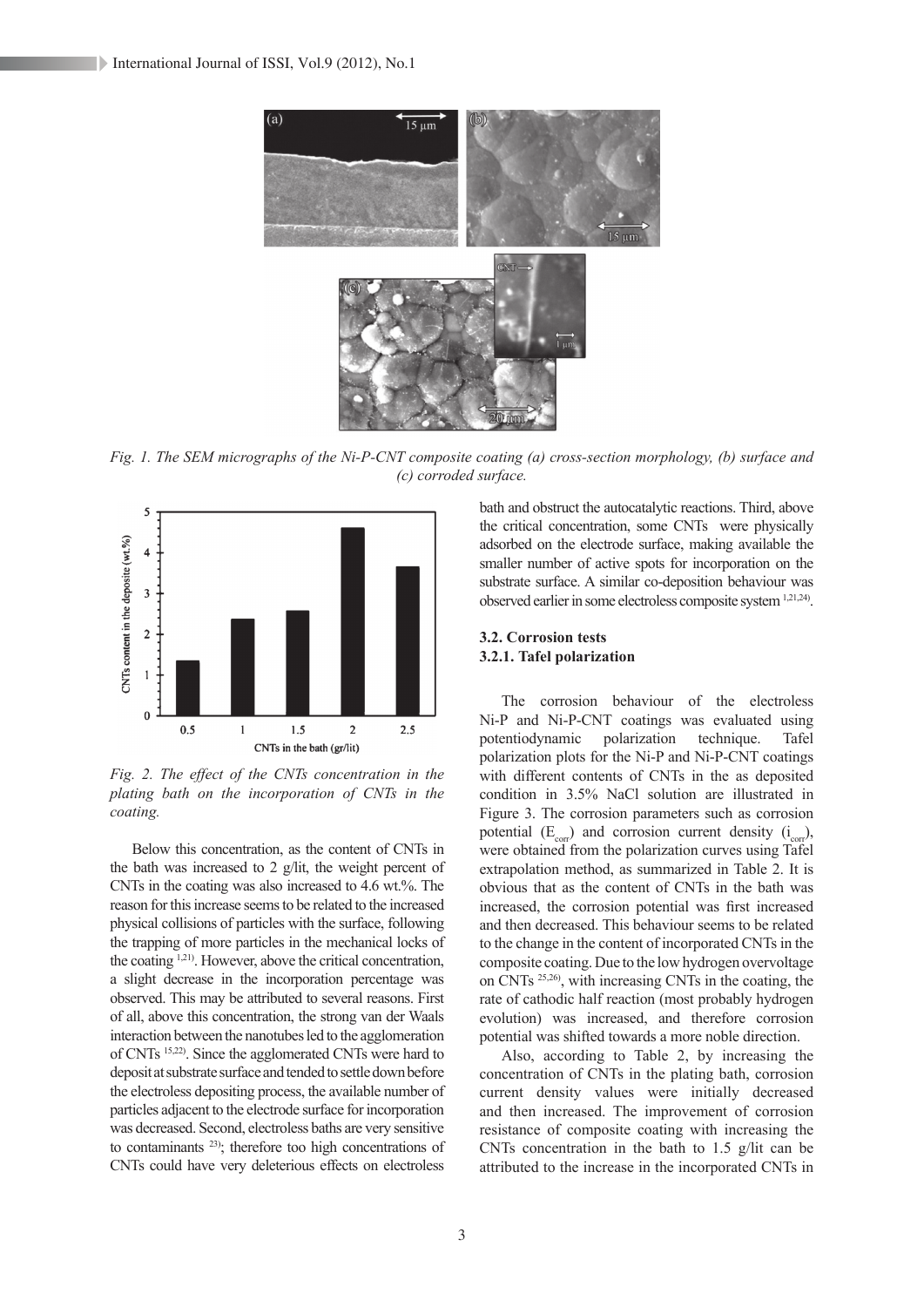Fig. 1. The SEM micrographs of the Ni-P-CNT composite coating (a) cross-section morphology, (b) surface and (c) corroded surface.

*Fig. 2. The effect of the CNTs concentration in the plating bath on the incorporation of CNTs in the coating.*

Below this concentration, as the content of CNTs in the bath was increased to 2 g/lit, the weight percent of CNTs in the coating was also increased to 4.6 wt.%. The reason for this increase seems to be related to the increased physical collisions of particles with the surface, following the trapping of more particles in the mechanical locks of the coating [1,21]. However, above the critical concentration, a slight decrease in the incorporation percentage was observed. This may be attributed to several reasons. First of all, above this concentration, the strong van der Waals interaction between the nanotubes led to the agglomeration of CNTs [15,22]. Since the agglomerated CNTs were hard to deposit at substrate surface and tended to settle down before the electroless depositing process, the available number of particles adjacent to the electrode surface for incorporation was decreased. Second, electroless baths are very sensitive to contaminants [23]; therefore too high concentrations of CNTs could have very deleterious effects on electroless bath and obstruct the autocatalytic reactions. Third, above the critical concentration, some CNTs were physically adsorbed on the electrode surface, making available the smaller number of active spots for incorporation on the substrate surface. A similar co-deposition behaviour was observed earlier in some electroless composite system [1,21,24].

### 3.2. Corrosion tests

#### 3.2.1. Tafel polarization

The corrosion behaviour of the electroless Ni-P and Ni-P-CNT coatings was evaluated using potentiodynamic polarization technique. Tafel polarization plots for the Ni-P and Ni-P-CNT coatings with different contents of CNTs in the as deposited condition in 3.5% NaCl solution are illustrated in Figure 3. The corrosion parameters such as corrosion potential ($E_{corr}$) and corrosion current density ($i_{corr}$), were obtained from the polarization curves using Tafel extrapolation method, as summarized in Table 2. It is obvious that as the content of CNTs in the bath was increased, the corrosion potential was first increased and then decreased. This behaviour seems to be related to the change in the content of incorporated CNTs in the composite coating. Due to the low hydrogen overvoltage on CNTs [25,26], with increasing CNTs in the coating, the rate of cathodic half reaction (most probably hydrogen evolution) was increased, and therefore corrosion potential was shifted towards a more noble direction.

Also, according to Table 2, by increasing the concentration of CNTs in the plating bath, corrosion current density values were initially decreased and then increased. The improvement of corrosion resistance of composite coating with increasing the CNTs concentration in the bath to 1.5 g/lit can be attributed to the increase in the incorporated CNTs in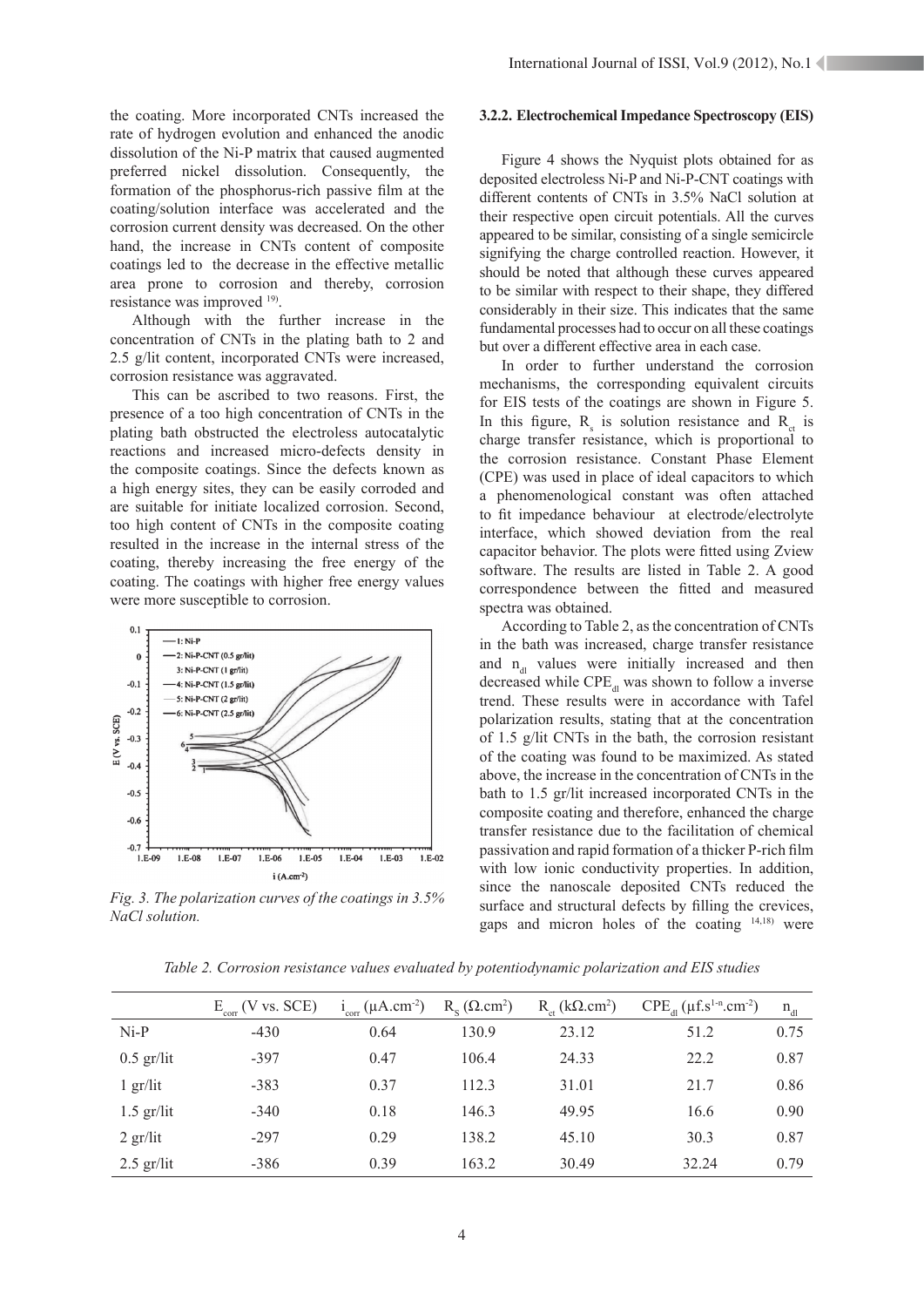the coating. More incorporated CNTs increased the rate of hydrogen evolution and enhanced the anodic dissolution of the Ni-P matrix that caused augmented preferred nickel dissolution. Consequently, the formation of the phosphorus-rich passive film at the coating/solution interface was accelerated and the corrosion current density was decreased. On the other hand, the increase in CNTs content of composite coatings led to the decrease in the effective metallic area prone to corrosion and thereby, corrosion resistance was improved [19].

Although with the further increase in the concentration of CNTs in the plating bath to 2 and 2.5 g/lit content, incorporated CNTs were increased, corrosion resistance was aggravated.

This can be ascribed to two reasons. First, the presence of a too high concentration of CNTs in the plating bath obstructed the electroless autocatalytic reactions and increased micro-defects density in the composite coatings. Since the defects known as a high energy sites, they can be easily corroded and are suitable for initiate localized corrosion. Second, too high content of CNTs in the composite coating resulted in the increase in the internal stress of the coating, thereby increasing the free energy of the coating. The coatings with higher free energy values were more susceptible to corrosion.

*Fig. 3. The polarization curves of the coatings in 3.5% NaCl solution.*

### 3.2.2. Electrochemical Impedance Spectroscopy (EIS)

Figure 4 shows the Nyquist plots obtained for as deposited electroless Ni-P and Ni-P-CNT coatings with different contents of CNTs in 3.5% NaCl solution at their respective open circuit potentials. All the curves appeared to be similar, consisting of a single semicircle signifying the charge controlled reaction. However, it should be noted that although these curves appeared to be similar with respect to their shape, they differed considerably in their size. This indicates that the same fundamental processes had to occur on all these coatings but over a different effective area in each case.

In order to further understand the corrosion mechanisms, the corresponding equivalent circuits for EIS tests of the coatings are shown in Figure 5. In this figure, $R_s$ is solution resistance and $R_{ct}$ is charge transfer resistance, which is proportional to the corrosion resistance. Constant Phase Element (CPE) was used in place of ideal capacitors to which a phenomenological constant was often attached to fit impedance behaviour at electrode/electrolyte interface, which showed deviation from the real capacitor behavior. The plots were fitted using Zview software. The results are listed in Table 2. A good correspondence between the fitted and measured spectra was obtained.

According to Table 2, as the concentration of CNTs in the bath was increased, charge transfer resistance and $n_{dl}$ values were initially increased and then decreased while $CPE_{dl}$ was shown to follow a inverse trend. These results were in accordance with Tafel polarization results, stating that at the concentration of 1.5 g/lit CNTs in the bath, the corrosion resistant of the coating was found to be maximized. As stated above, the increase in the concentration of CNTs in the bath to 1.5 gr/lit increased incorporated CNTs in the composite coating and therefore, enhanced the charge transfer resistance due to the facilitation of chemical passivation and rapid formation of a thicker P-rich film with low ionic conductivity properties. In addition, since the nanoscale deposited CNTs reduced the surface and structural defects by filling the crevices, gaps and micron holes of the coating [14,18] were

*Table 2. Corrosion resistance values evaluated by potentiodynamic polarization and EIS studies*

| | $E_{corr}$ (V vs. SCE) | $i_{corr}$ ($\mu$A.cm$^{-2}$) | $R_S$ ($\Omega$.cm$^2$) | $R_{ct}$ (k$\Omega$.cm$^2$) | $CPE_{dl}$ ($\mu$f.s$^{1-n}$.cm$^{-2}$) | $n_{dl}$ |
|---|---|---|---|---|---|---|
| Ni-P | -430 | 0.64 | 130.9 | 23.12 | 51.2 | 0.75 |
| 0.5 gr/lit | -397 | 0.47 | 106.4 | 24.33 | 22.2 | 0.87 |
| 1 gr/lit | -383 | 0.37 | 112.3 | 31.01 | 21.7 | 0.86 |
| 1.5 gr/lit | -340 | 0.18 | 146.3 | 49.95 | 16.6 | 0.90 |
| 2 gr/lit | -297 | 0.29 | 138.2 | 45.10 | 30.3 | 0.87 |
| 2.5 gr/lit | -386 | 0.39 | 163.2 | 30.49 | 32.24 | 0.79 |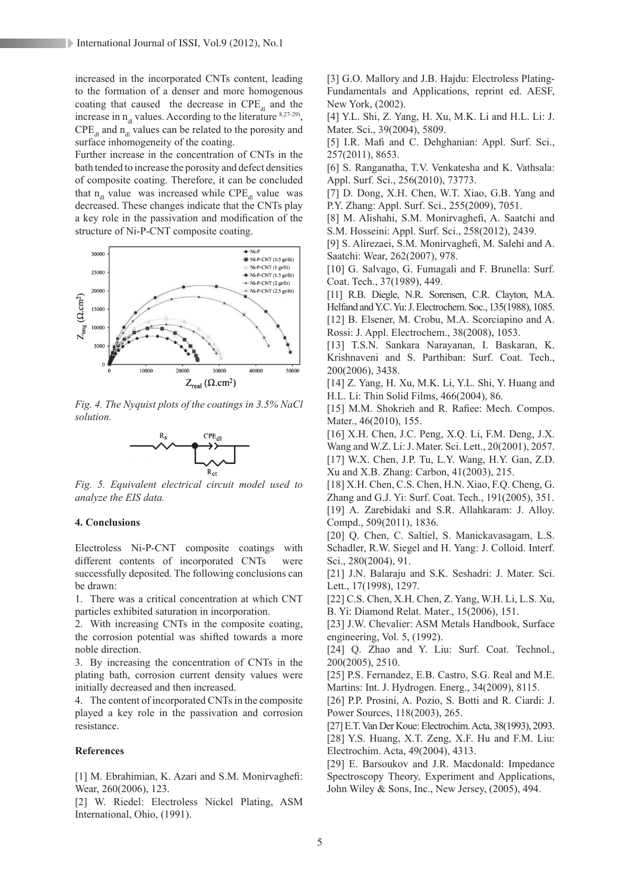increased in the incorporated CNTs content, leading to the formation of a denser and more homogenous coating that caused the decrease in $CPE_{dl}$ and the increase in $n_{dl}$ values. According to the literature [8,27-29], $CPE_{dl}$ and $n_{dl}$ values can be related to the porosity and surface inhomogeneity of the coating.

Further increase in the concentration of CNTs in the bath tended to increase the porosity and defect densities of composite coating. Therefore, it can be concluded that $n_{dl}$ value was increased while $CPE_{dl}$ value was decreased. These changes indicate that the CNTs play a key role in the passivation and modification of the structure of Ni-P-CNT composite coating.

Ni-P
Ni-P-CNT (0.5 gr/lit)
Ni-P-CNT (1 gr/lit)
Ni-P-CNT (1.5 gr/lit)
Ni-P-CNT (2 gr/lit)
Ni-P-CNT (2.5 gr/lit)

30000
25000
20000
15000
10000
5000
0

$Z_{img}$ ($\Omega$.cm$^2$)

0 10000 20000 30000 40000 50000

$Z_{real}$ ($\Omega$.cm$^2$)

*Fig. 4. The Nyquist plots of the coatings in 3.5% NaCl solution.*

$R_s$ $CPE_{dl}$ $R_{ct}$

*Fig. 5. Equivalent electrical circuit model used to analyze the EIS data.*

### 4. Conclusions

Electroless Ni-P-CNT composite coatings with different contents of incorporated CNTs were successfully deposited. The following conclusions can be drawn:

1. There was a critical concentration at which CNT particles exhibited saturation in incorporation.
2. With increasing CNTs in the composite coating, the corrosion potential was shifted towards a more noble direction.
3. By increasing the concentration of CNTs in the plating bath, corrosion current density values were initially decreased and then increased.
4. The content of incorporated CNTs in the composite played a key role in the passivation and corrosion resistance.

### References

[1] M. Ebrahimian, K. Azari and S.M. Monirvaghefi: Wear, 260(2006), 123.

[2] W. Riedel: Electroless Nickel Plating, ASM International, Ohio, (1991).

[3] G.O. Mallory and J.B. Hajdu: Electroless Plating-Fundamentals and Applications, reprint ed. AESF, New York, (2002).

[4] Y.L. Shi, Z. Yang, H. Xu, M.K. Li and H.L. Li: J. Mater. Sci., 39(2004), 5809.

[5] I.R. Mafi and C. Dehghanian: Appl. Surf. Sci., 257(2011), 8653.

[6] S. Ranganatha, T.V. Venkatesha and K. Vathsala: Appl. Surf. Sci., 256(2010), 73773.

[7] D. Dong, X.H. Chen, W.T. Xiao, G.B. Yang and P.Y. Zhang: Appl. Surf. Sci., 255(2009), 7051.

[8] M. Alishahi, S.M. Monirvaghefi, A. Saatchi and S.M. Hosseini: Appl. Surf. Sci., 258(2012), 2439.

[9] S. Alirezaei, S.M. Monirvaghefi, M. Salehi and A. Saatchi: Wear, 262(2007), 978.

[10] G. Salvago, G. Fumagali and F. Brunella: Surf. Coat. Tech., 37(1989), 449.

[11] R.B. Diegle, N.R. Sorensen, C.R. Clayton, M.A. Helfand and Y.C. Yu: J. Electrochem. Soc., 135(1988), 1085.

[12] B. Elsener, M. Crobu, M.A. Scorciapino and A. Rossi: J. Appl. Electrochem., 38(2008), 1053.

[13] T.S.N. Sankara Narayanan, I. Baskaran, K. Krishnaveni and S. Parthiban: Surf. Coat. Tech., 200(2006), 3438.

[14] Z. Yang, H. Xu, M.K. Li, Y.L. Shi, Y. Huang and H.L. Li: Thin Solid Films, 466(2004), 86.

[15] M.M. Shokrieh and R. Rafiee: Mech. Compos. Mater., 46(2010), 155.

[16] X.H. Chen, J.C. Peng, X.Q. Li, F.M. Deng, J.X. Wang and W.Z. Li: J. Mater. Sci. Lett., 20(2001), 2057.

[17] W.X. Chen, J.P. Tu, L.Y. Wang, H.Y. Gan, Z.D. Xu and X.B. Zhang: Carbon, 41(2003), 215.

[18] X.H. Chen, C.S. Chen, H.N. Xiao, F.Q. Cheng, G. Zhang and G.J. Yi: Surf. Coat. Tech., 191(2005), 351.

[19] A. Zarebidaki and S.R. Allahkaram: J. Alloy. Compd., 509(2011), 1836.

[20] Q. Chen, C. Saltiel, S. Manickavasagam, L.S. Schadler, R.W. Siegel and H. Yang: J. Colloid. Interf. Sci., 280(2004), 91.

[21] J.N. Balaraju and S.K. Seshadri: J. Mater. Sci. Lett., 17(1998), 1297.

[22] C.S. Chen, X.H. Chen, Z. Yang, W.H. Li, L.S. Xu, B. Yi: Diamond Relat. Mater., 15(2006), 151.

[23] J.W. Chevalier: ASM Metals Handbook, Surface engineering, Vol. 5, (1992).

[24] Q. Zhao and Y. Liu: Surf. Coat. Technol., 200(2005), 2510.

[25] P.S. Fernandez, E.B. Castro, S.G. Real and M.E. Martins: Int. J. Hydrogen. Energ., 34(2009), 8115.

[26] P.P. Prosini, A. Pozio, S. Botti and R. Ciardi: J. Power Sources, 118(2003), 265.

[27] E.T. Van Der Koue: Electrochim. Acta, 38(1993), 2093.

[28] Y.S. Huang, X.T. Zeng, X.F. Hu and F.M. Liu: Electrochim. Acta, 49(2004), 4313.

[29] E. Barsoukov and J.R. Macdonald: Impedance Spectroscopy Theory, Experiment and Applications, John Wiley & Sons, Inc., New Jersey, (2005), 494.